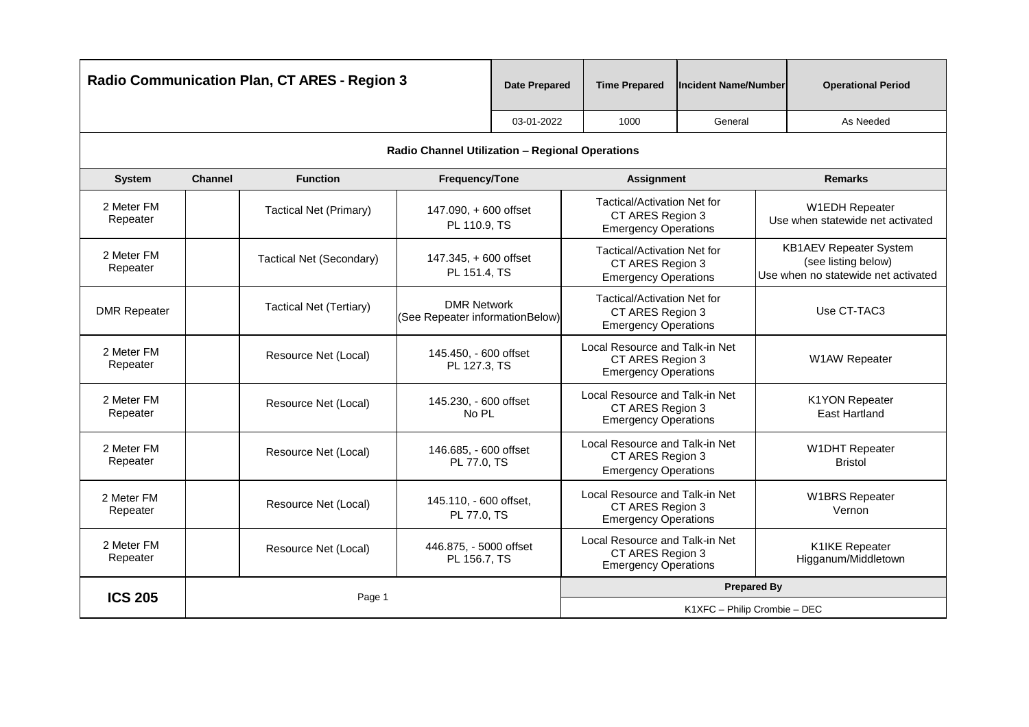# Radio Communication Plan, CT ARES - Region 3

| Date Prepared | Time Prepared | Incident Name/Number | Operational Period |
| --- | --- | --- | --- |
| 03-01-2022 | 1000 | General | As Needed |

## Radio Channel Utilization – Regional Operations

| System | Channel | Function | Frequency/Tone | Assignment | Remarks |
| --- | --- | --- | --- | --- | --- |
| 2 Meter FM Repeater | | Tactical Net (Primary) | 147.090, + 600 offset PL 110.9, TS | Tactical/Activation Net for CT ARES Region 3 Emergency Operations | W1EDH Repeater Use when statewide net activated |
| 2 Meter FM Repeater | | Tactical Net (Secondary) | 147.345, + 600 offset PL 151.4, TS | Tactical/Activation Net for CT ARES Region 3 Emergency Operations | KB1AEV Repeater System (see listing below) Use when no statewide net activated |
| DMR Repeater | | Tactical Net (Tertiary) | DMR Network (See Repeater informationBelow) | Tactical/Activation Net for CT ARES Region 3 Emergency Operations | Use CT-TAC3 |
| 2 Meter FM Repeater | | Resource Net (Local) | 145.450, - 600 offset PL 127.3, TS | Local Resource and Talk-in Net CT ARES Region 3 Emergency Operations | W1AW Repeater |
| 2 Meter FM Repeater | | Resource Net (Local) | 145.230, - 600 offset No PL | Local Resource and Talk-in Net CT ARES Region 3 Emergency Operations | K1YON Repeater East Hartland |
| 2 Meter FM Repeater | | Resource Net (Local) | 146.685, - 600 offset PL 77.0, TS | Local Resource and Talk-in Net CT ARES Region 3 Emergency Operations | W1DHT Repeater Bristol |
| 2 Meter FM Repeater | | Resource Net (Local) | 145.110, - 600 offset, PL 77.0, TS | Local Resource and Talk-in Net CT ARES Region 3 Emergency Operations | W1BRS Repeater Vernon |
| 2 Meter FM Repeater | | Resource Net (Local) | 446.875, - 5000 offset PL 156.7, TS | Local Resource and Talk-in Net CT ARES Region 3 Emergency Operations | K1IKE Repeater Higganum/Middletown |

| ICS 205 | Page 1 | Prepared By |
| --- | --- | --- |
| | | K1XFC – Philip Crombie – DEC |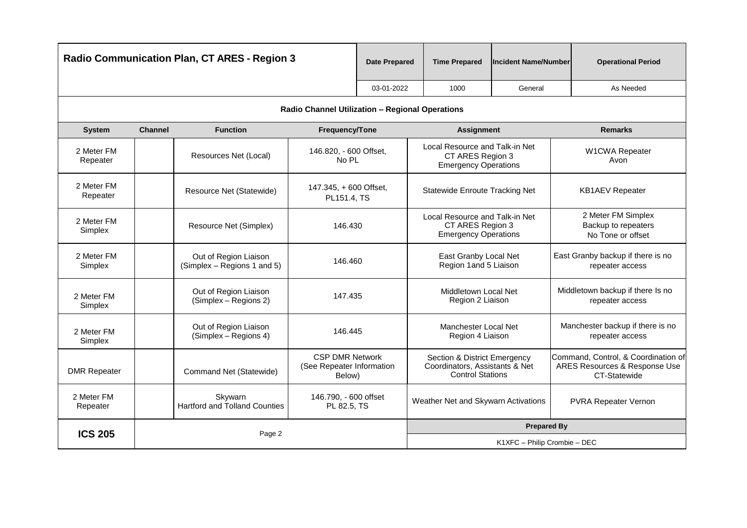| Radio Communication Plan, CT ARES - Region 3 | Date Prepared | Time Prepared | Incident Name/Number | Operational Period |
| --- | --- | --- | --- | --- |
| | 03-01-2022 | 1000 | General | As Needed |

**Radio Channel Utilization – Regional Operations**

| System | Channel | Function | Frequency/Tone | Assignment | Remarks |
| --- | --- | --- | --- | --- | --- |
| 2 Meter FM Repeater | | Resources Net (Local) | 146.820, - 600 Offset, No PL | Local Resource and Talk-in Net CT ARES Region 3 Emergency Operations | W1CWA Repeater Avon |
| 2 Meter FM Repeater | | Resource Net (Statewide) | 147.345, + 600 Offset, PL151.4, TS | Statewide Enroute Tracking Net | KB1AEV Repeater |
| 2 Meter FM Simplex | | Resource Net (Simplex) | 146.430 | Local Resource and Talk-in Net CT ARES Region 3 Emergency Operations | 2 Meter FM Simplex Backup to repeaters No Tone or offset |
| 2 Meter FM Simplex | | Out of Region Liaison (Simplex – Regions 1 and 5) | 146.460 | East Granby Local Net Region 1and 5 Liaison | East Granby backup if there is no repeater access |
| 2 Meter FM Simplex | | Out of Region Liaison (Simplex – Regions 2) | 147.435 | Middletown Local Net Region 2 Liaison | Middletown backup if there Is no repeater access |
| 2 Meter FM Simplex | | Out of Region Liaison (Simplex – Regions 4) | 146.445 | Manchester Local Net Region 4 Liaison | Manchester backup if there is no repeater access |
| DMR Repeater | | Command Net (Statewide) | CSP DMR Network (See Repeater Information Below) | Section & District Emergency Coordinators, Assistants & Net Control Stations | Command, Control, & Coordination of ARES Resources & Response Use CT-Statewide |
| 2 Meter FM Repeater | | Skywarn Hartford and Tolland Counties | 146.790, - 600 offset PL 82.5, TS | Weather Net and Skywarn Activations | PVRA Repeater Vernon |

| ICS 205 | Page 2 | Prepared By |
| --- | --- | --- |
| | | K1XFC – Philip Crombie – DEC |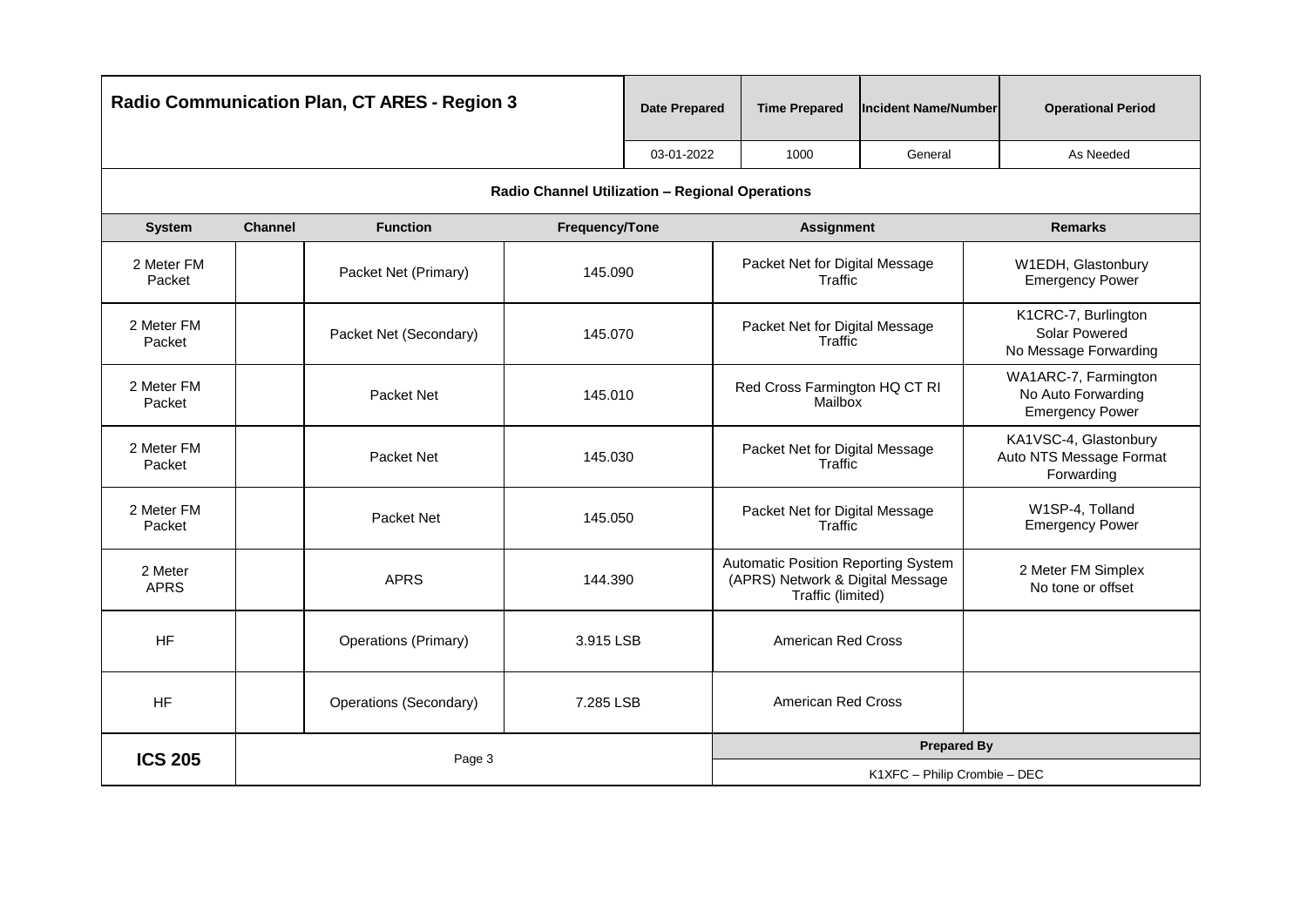# Radio Communication Plan, CT ARES - Region 3

| Date Prepared | Time Prepared | Incident Name/Number | Operational Period |
|---|---|---|---|
| 03-01-2022 | 1000 | General | As Needed |

## Radio Channel Utilization – Regional Operations

| System | Channel | Function | Frequency/Tone | Assignment | Remarks |
|---|---|---|---|---|---|
| 2 Meter FM Packet | | Packet Net (Primary) | 145.090 | Packet Net for Digital Message Traffic | W1EDH, Glastonbury Emergency Power |
| 2 Meter FM Packet | | Packet Net (Secondary) | 145.070 | Packet Net for Digital Message Traffic | K1CRC-7, Burlington Solar Powered No Message Forwarding |
| 2 Meter FM Packet | | Packet Net | 145.010 | Red Cross Farmington HQ CT RI Mailbox | WA1ARC-7, Farmington No Auto Forwarding Emergency Power |
| 2 Meter FM Packet | | Packet Net | 145.030 | Packet Net for Digital Message Traffic | KA1VSC-4, Glastonbury Auto NTS Message Format Forwarding |
| 2 Meter FM Packet | | Packet Net | 145.050 | Packet Net for Digital Message Traffic | W1SP-4, Tolland Emergency Power |
| 2 Meter APRS | | APRS | 144.390 | Automatic Position Reporting System (APRS) Network & Digital Message Traffic (limited) | 2 Meter FM Simplex No tone or offset |
| HF | | Operations (Primary) | 3.915 LSB | American Red Cross | |
| HF | | Operations (Secondary) | 7.285 LSB | American Red Cross | |

**ICS 205**

**Prepared By**

K1XFC – Philip Crombie – DEC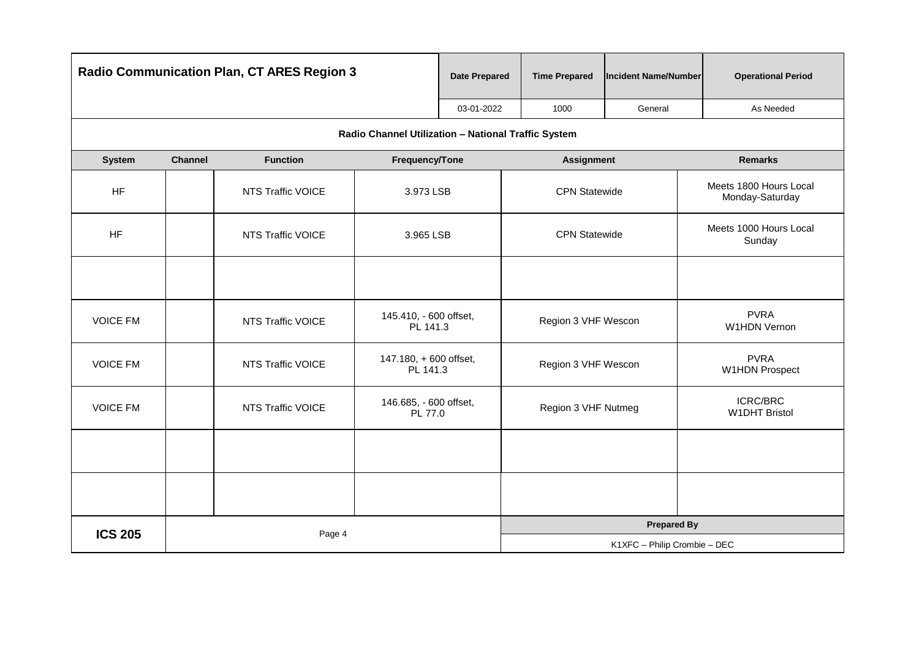| Radio Communication Plan, CT ARES Region 3 | Date Prepared | Time Prepared | Incident Name/Number | Operational Period |
|---|---|---|---|---|
| | 03-01-2022 | 1000 | General | As Needed |

**Radio Channel Utilization – National Traffic System**

| System | Channel | Function | Frequency/Tone | Assignment | Remarks |
|---|---|---|---|---|---|
| HF | | NTS Traffic VOICE | 3.973 LSB | CPN Statewide | Meets 1800 Hours Local Monday-Saturday |
| HF | | NTS Traffic VOICE | 3.965 LSB | CPN Statewide | Meets 1000 Hours Local Sunday |
| | | | | | |
| VOICE FM | | NTS Traffic VOICE | 145.410, - 600 offset, PL 141.3 | Region 3 VHF Wescon | PVRA W1HDN Vernon |
| VOICE FM | | NTS Traffic VOICE | 147.180, + 600 offset, PL 141.3 | Region 3 VHF Wescon | PVRA W1HDN Prospect |
| VOICE FM | | NTS Traffic VOICE | 146.685, - 600 offset, PL 77.0 | Region 3 VHF Nutmeg | ICRC/BRC W1DHT Bristol |
| | | | | | |
| | | | | | |

| ICS 205 | Page 4 | Prepared By |
|---|---|---|
| | | K1XFC – Philip Crombie – DEC |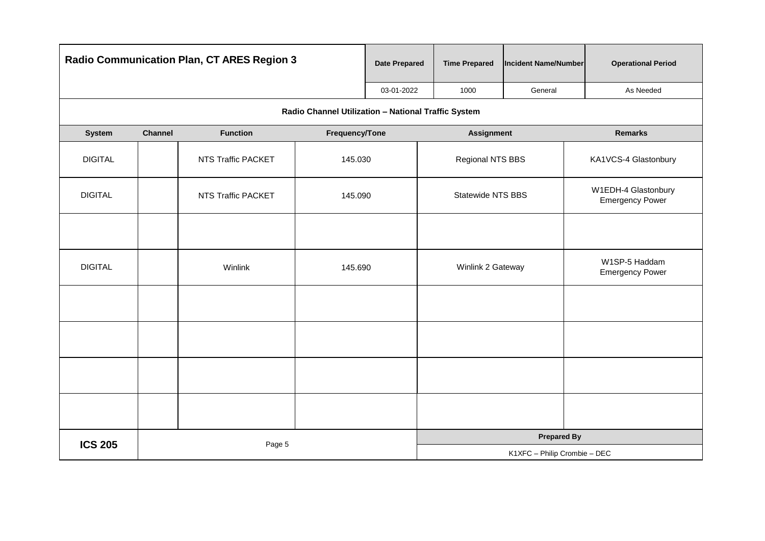| Radio Communication Plan, CT ARES Region 3 | Date Prepared | Time Prepared | Incident Name/Number | Operational Period |
|---|---|---|---|---|
| | 03-01-2022 | 1000 | General | As Needed |

**Radio Channel Utilization – National Traffic System**

| System | Channel | Function | Frequency/Tone | Assignment | Remarks |
|---|---|---|---|---|---|
| DIGITAL | | NTS Traffic PACKET | 145.030 | Regional NTS BBS | KA1VCS-4 Glastonbury |
| DIGITAL | | NTS Traffic PACKET | 145.090 | Statewide NTS BBS | W1EDH-4 Glastonbury Emergency Power |
| | | | | | |
| DIGITAL | | Winlink | 145.690 | Winlink 2 Gateway | W1SP-5 Haddam Emergency Power |
| | | | | | |
| | | | | | |
| | | | | | |
| | | | | | |

| ICS 205 | Page 5 | Prepared By |
|---|---|---|
| | | K1XFC – Philip Crombie – DEC |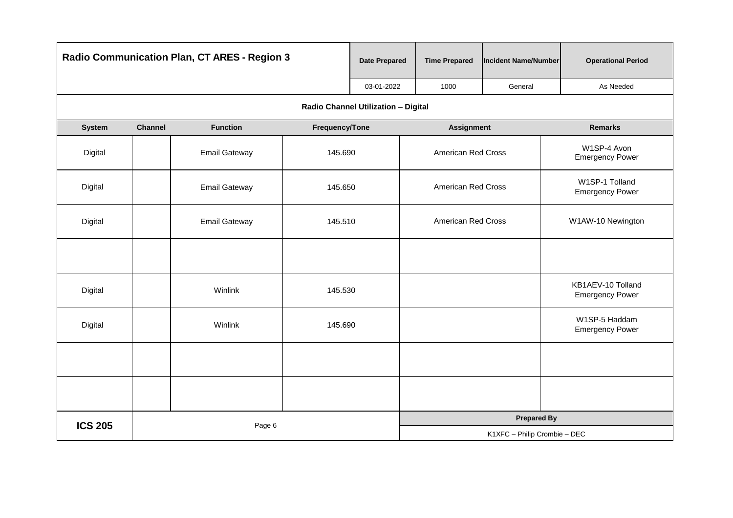## Radio Communication Plan, CT ARES - Region 3

| Date Prepared | Time Prepared | Incident Name/Number | Operational Period |
|---|---|---|---|
| 03-01-2022 | 1000 | General | As Needed |

### Radio Channel Utilization – Digital

| System | Channel | Function | Frequency/Tone | Assignment | Remarks |
|---|---|---|---|---|---|
| Digital | | Email Gateway | 145.690 | American Red Cross | W1SP-4 Avon Emergency Power |
| Digital | | Email Gateway | 145.650 | American Red Cross | W1SP-1 Tolland Emergency Power |
| Digital | | Email Gateway | 145.510 | American Red Cross | W1AW-10 Newington |
| | | | | | |
| Digital | | Winlink | 145.530 | | KB1AEV-10 Tolland Emergency Power |
| Digital | | Winlink | 145.690 | | W1SP-5 Haddam Emergency Power |
| | | | | | |
| | | | | | |

**ICS 205**

**Prepared By**

K1XFC – Philip Crombie – DEC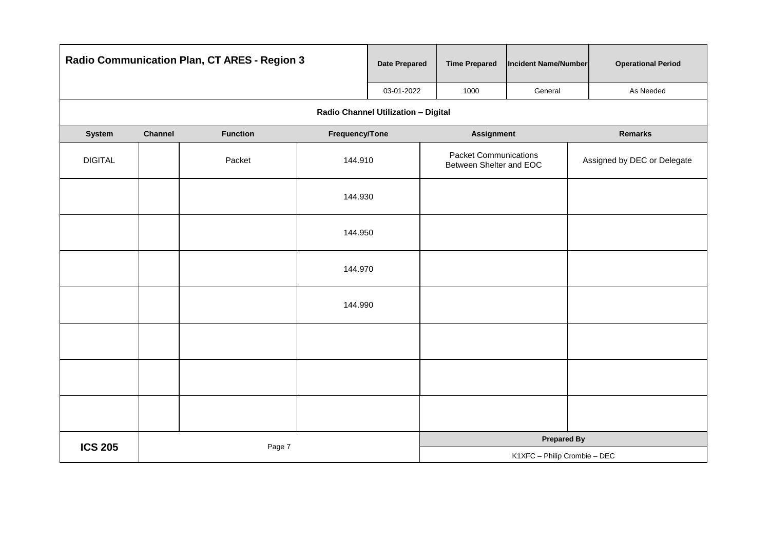| Radio Communication Plan, CT ARES - Region 3 | Date Prepared | Time Prepared | Incident Name/Number | Operational Period |
|---|---|---|---|---|
| | 03-01-2022 | 1000 | General | As Needed |

**Radio Channel Utilization – Digital**

| System | Channel | Function | Frequency/Tone | Assignment | Remarks |
|---|---|---|---|---|---|
| DIGITAL | | Packet | 144.910 | Packet Communications Between Shelter and EOC | Assigned by DEC or Delegate |
| | | | 144.930 | | |
| | | | 144.950 | | |
| | | | 144.970 | | |
| | | | 144.990 | | |
| | | | | | |
| | | | | | |
| | | | | | |

| ICS 205 | Page 7 | Prepared By |
|---|---|---|
| | | K1XFC – Philip Crombie – DEC |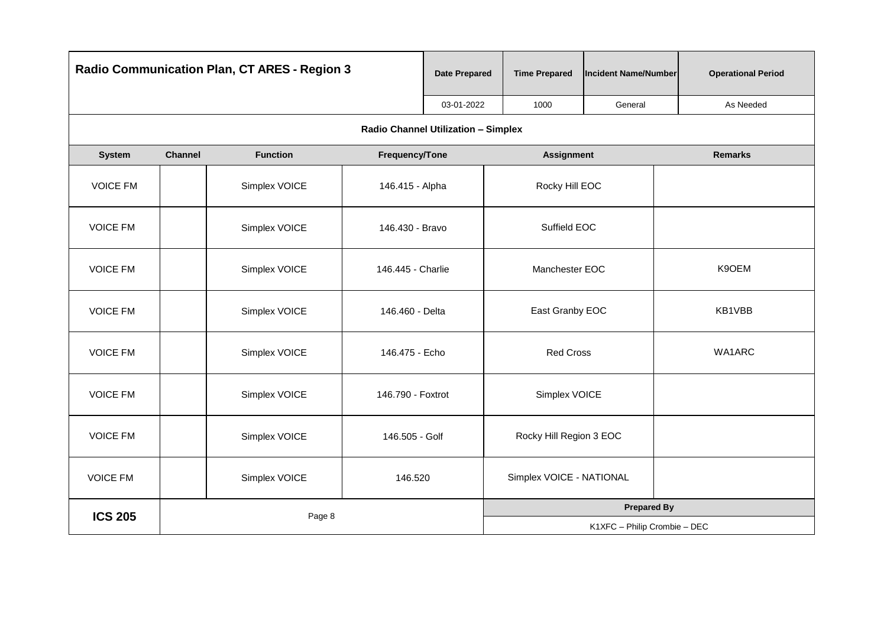| Radio Communication Plan, CT ARES - Region 3 | Date Prepared | Time Prepared | Incident Name/Number | Operational Period |
|---|---|---|---|---|
| | 03-01-2022 | 1000 | General | As Needed |

**Radio Channel Utilization – Simplex**

| System | Channel | Function | Frequency/Tone | Assignment | Remarks |
|---|---|---|---|---|---|
| VOICE FM | | Simplex VOICE | 146.415 - Alpha | Rocky Hill EOC | |
| VOICE FM | | Simplex VOICE | 146.430 - Bravo | Suffield EOC | |
| VOICE FM | | Simplex VOICE | 146.445 - Charlie | Manchester EOC | K9OEM |
| VOICE FM | | Simplex VOICE | 146.460 - Delta | East Granby EOC | KB1VBB |
| VOICE FM | | Simplex VOICE | 146.475 - Echo | Red Cross | WA1ARC |
| VOICE FM | | Simplex VOICE | 146.790 - Foxtrot | Simplex VOICE | |
| VOICE FM | | Simplex VOICE | 146.505 - Golf | Rocky Hill Region 3 EOC | |
| VOICE FM | | Simplex VOICE | 146.520 | Simplex VOICE - NATIONAL | |

| ICS 205 | Page 8 | Prepared By |
|---|---|---|
| | | K1XFC – Philip Crombie – DEC |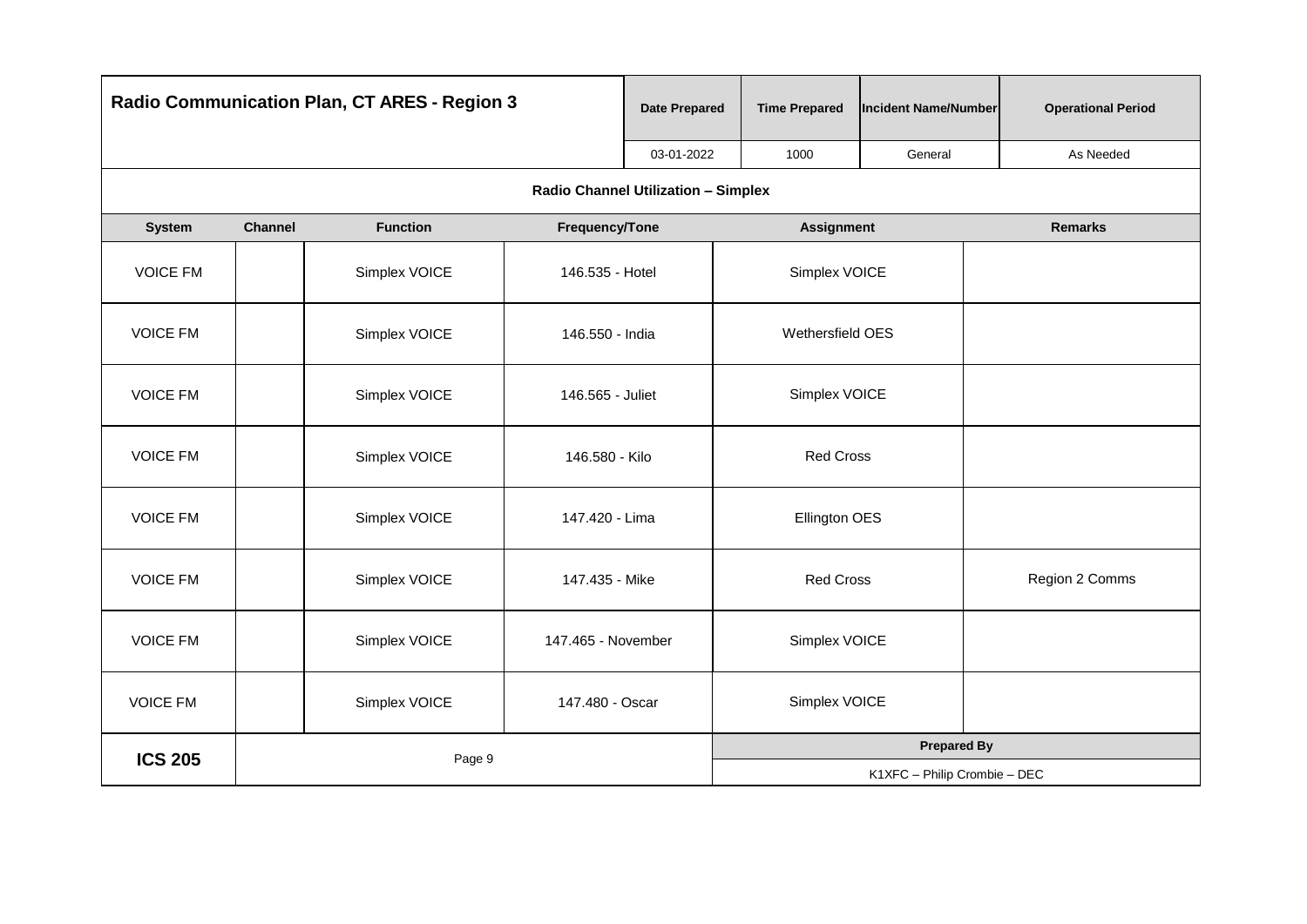## Radio Communication Plan, CT ARES - Region 3

| Date Prepared | Time Prepared | Incident Name/Number | Operational Period |
|---|---|---|---|
| 03-01-2022 | 1000 | General | As Needed |

**Radio Channel Utilization – Simplex**

| System | Channel | Function | Frequency/Tone | Assignment | Remarks |
|---|---|---|---|---|---|
| VOICE FM | | Simplex VOICE | 146.535 - Hotel | Simplex VOICE | |
| VOICE FM | | Simplex VOICE | 146.550 - India | Wethersfield OES | |
| VOICE FM | | Simplex VOICE | 146.565 - Juliet | Simplex VOICE | |
| VOICE FM | | Simplex VOICE | 146.580 - Kilo | Red Cross | |
| VOICE FM | | Simplex VOICE | 147.420 - Lima | Ellington OES | |
| VOICE FM | | Simplex VOICE | 147.435 - Mike | Red Cross | Region 2 Comms |
| VOICE FM | | Simplex VOICE | 147.465 - November | Simplex VOICE | |
| VOICE FM | | Simplex VOICE | 147.480 - Oscar | Simplex VOICE | |

**ICS 205**

**Prepared By**

K1XFC – Philip Crombie – DEC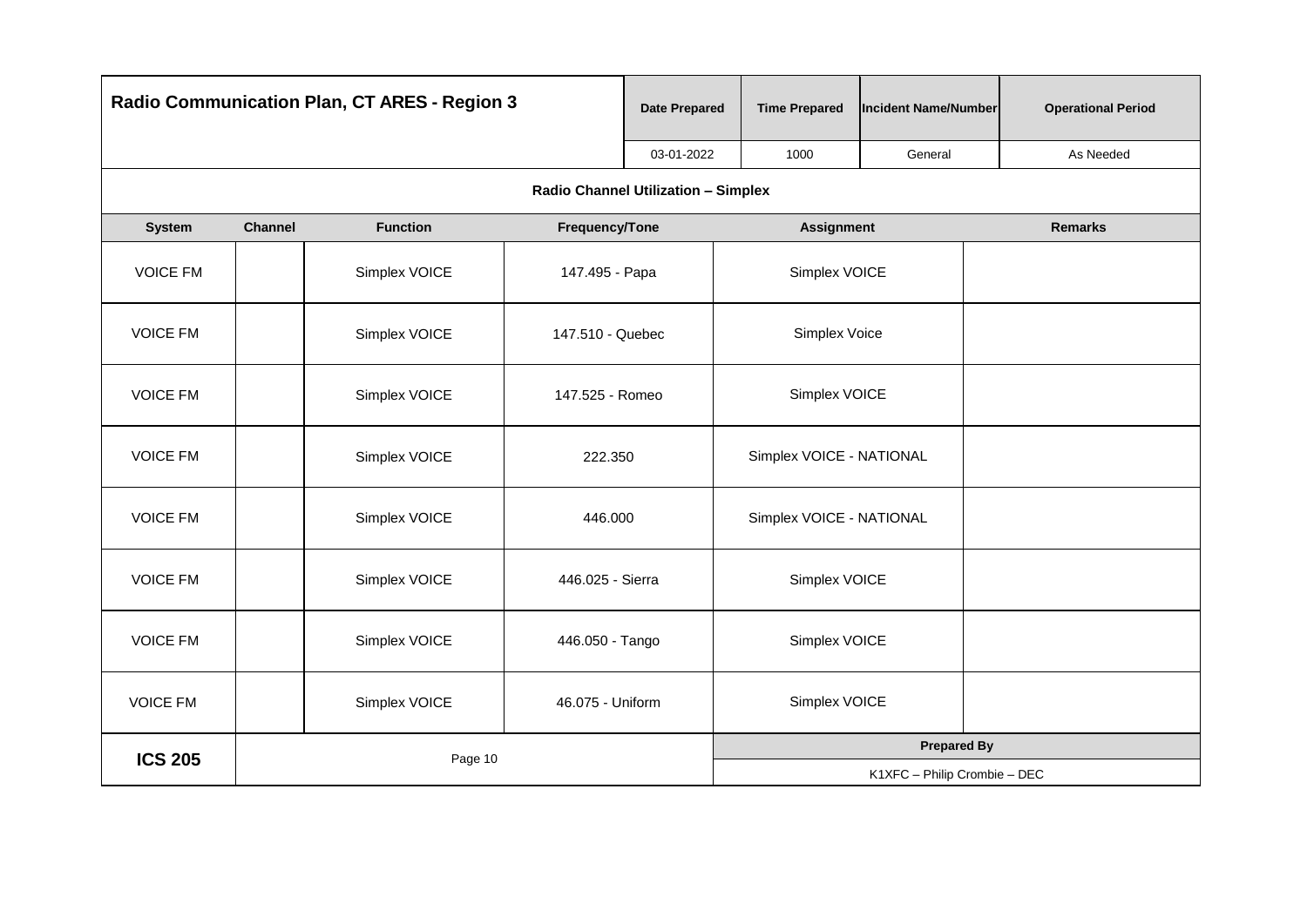# Radio Communication Plan, CT ARES - Region 3

| Date Prepared | Time Prepared | Incident Name/Number | Operational Period |
|---|---|---|---|
| 03-01-2022 | 1000 | General | As Needed |

## Radio Channel Utilization – Simplex

| System | Channel | Function | Frequency/Tone | Assignment | Remarks |
|---|---|---|---|---|---|
| VOICE FM | | Simplex VOICE | 147.495 - Papa | Simplex VOICE | |
| VOICE FM | | Simplex VOICE | 147.510 - Quebec | Simplex Voice | |
| VOICE FM | | Simplex VOICE | 147.525 - Romeo | Simplex VOICE | |
| VOICE FM | | Simplex VOICE | 222.350 | Simplex VOICE - NATIONAL | |
| VOICE FM | | Simplex VOICE | 446.000 | Simplex VOICE - NATIONAL | |
| VOICE FM | | Simplex VOICE | 446.025 - Sierra | Simplex VOICE | |
| VOICE FM | | Simplex VOICE | 446.050 - Tango | Simplex VOICE | |
| VOICE FM | | Simplex VOICE | 46.075 - Uniform | Simplex VOICE | |

**ICS 205**

**Prepared By**

K1XFC – Philip Crombie – DEC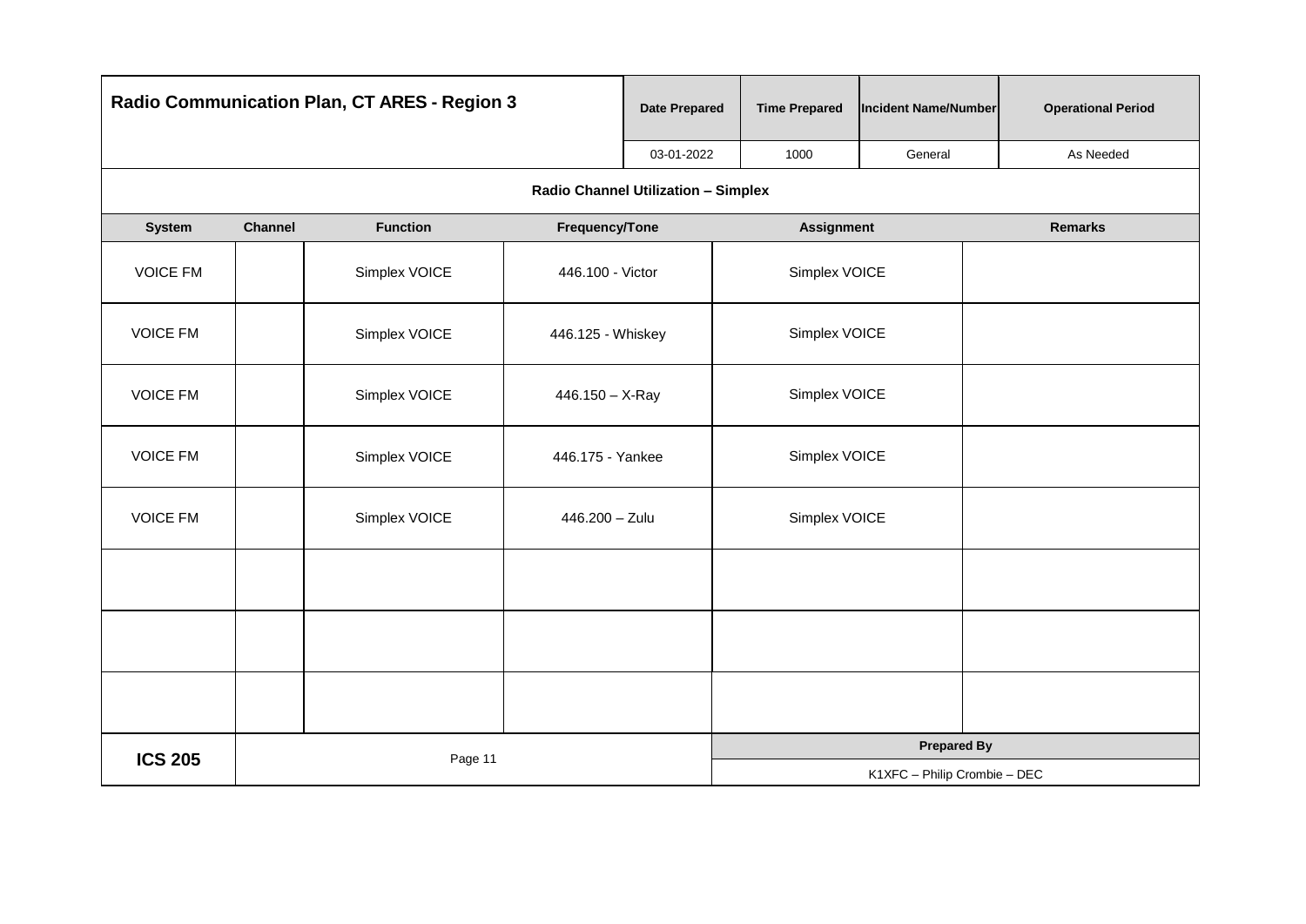| Radio Communication Plan, CT ARES - Region 3 | Date Prepared | Time Prepared | Incident Name/Number | Operational Period |
|---|---|---|---|---|
| | 03-01-2022 | 1000 | General | As Needed |

**Radio Channel Utilization – Simplex**

| System | Channel | Function | Frequency/Tone | Assignment | Remarks |
|---|---|---|---|---|---|
| VOICE FM | | Simplex VOICE | 446.100 - Victor | Simplex VOICE | |
| VOICE FM | | Simplex VOICE | 446.125 - Whiskey | Simplex VOICE | |
| VOICE FM | | Simplex VOICE | 446.150 – X-Ray | Simplex VOICE | |
| VOICE FM | | Simplex VOICE | 446.175 - Yankee | Simplex VOICE | |
| VOICE FM | | Simplex VOICE | 446.200 – Zulu | Simplex VOICE | |
| | | | | | |
| | | | | | |
| | | | | | |

| ICS 205 | Page 11 | Prepared By |
|---|---|---|
| | | K1XFC – Philip Crombie – DEC |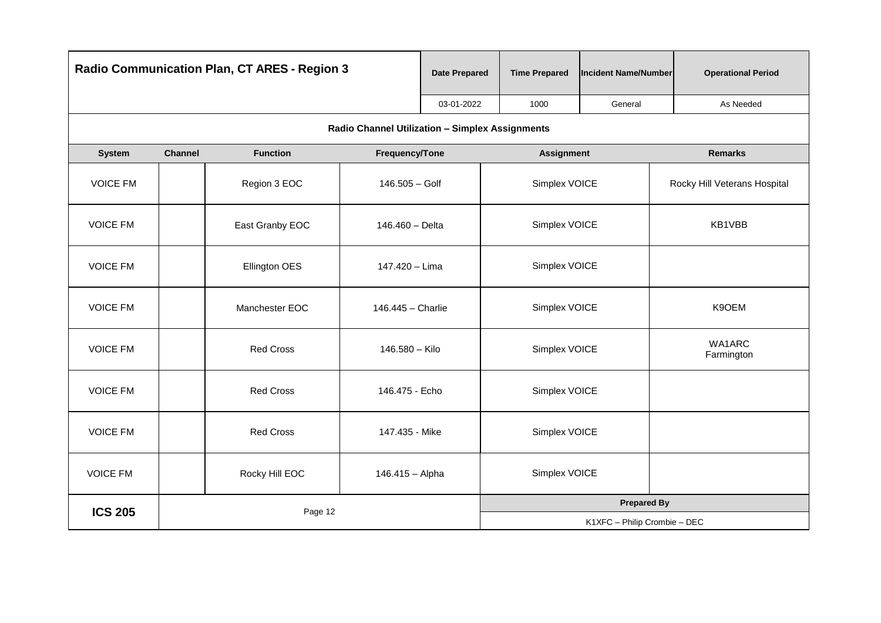| Radio Communication Plan, CT ARES - Region 3 | | | | Date Prepared | Time Prepared | Incident Name/Number | Operational Period |
|---|---|---|---|---|---|---|---|
| | | | | 03-01-2022 | 1000 | General | As Needed |

**Radio Channel Utilization – Simplex Assignments**

| System | Channel | Function | Frequency/Tone | Assignment | Remarks |
|---|---|---|---|---|---|
| VOICE FM | | Region 3 EOC | 146.505 – Golf | Simplex VOICE | Rocky Hill Veterans Hospital |
| VOICE FM | | East Granby EOC | 146.460 – Delta | Simplex VOICE | KB1VBB |
| VOICE FM | | Ellington OES | 147.420 – Lima | Simplex VOICE | |
| VOICE FM | | Manchester EOC | 146.445 – Charlie | Simplex VOICE | K9OEM |
| VOICE FM | | Red Cross | 146.580 – Kilo | Simplex VOICE | WA1ARC Farmington |
| VOICE FM | | Red Cross | 146.475 - Echo | Simplex VOICE | |
| VOICE FM | | Red Cross | 147.435 - Mike | Simplex VOICE | |
| VOICE FM | | Rocky Hill EOC | 146.415 – Alpha | Simplex VOICE | |

| ICS 205 | Page 12 | Prepared By |
|---|---|---|
| | | K1XFC – Philip Crombie – DEC |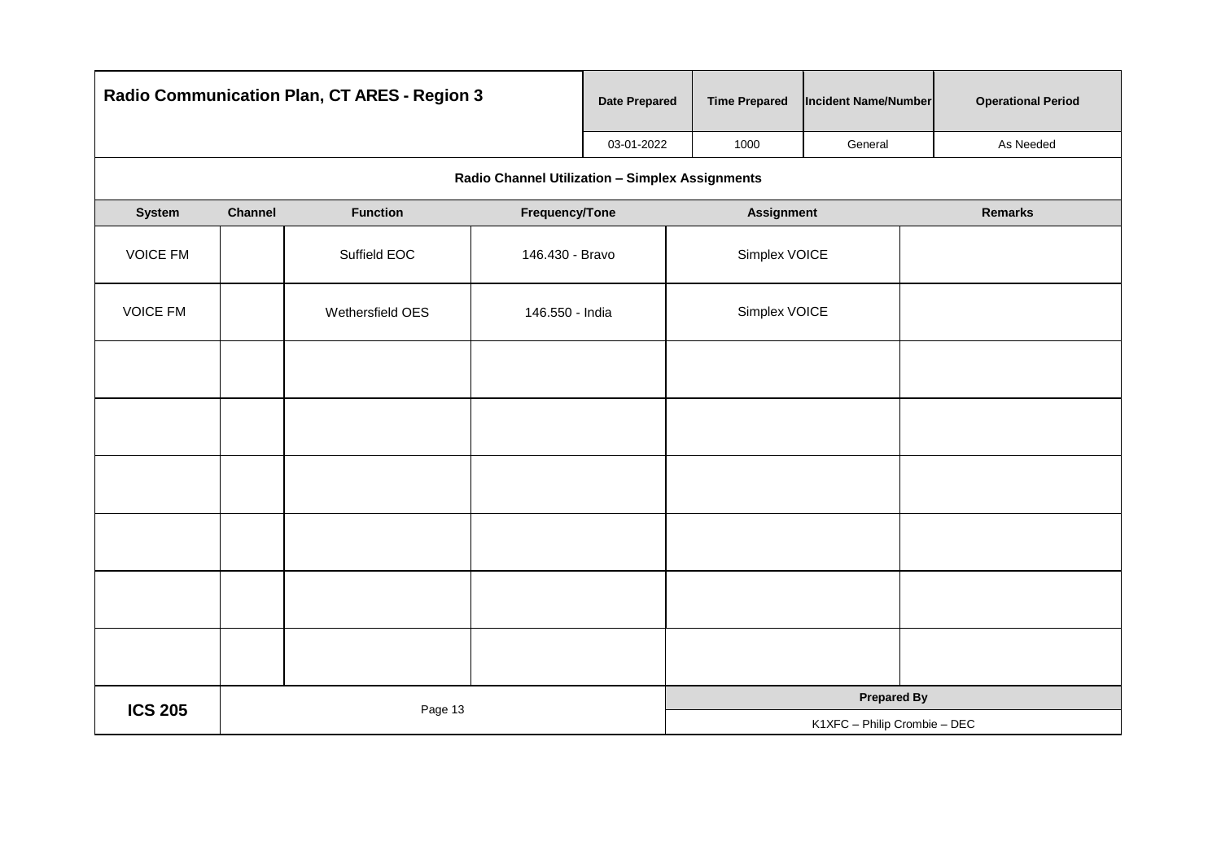# Radio Communication Plan, CT ARES - Region 3

| Date Prepared | Time Prepared | Incident Name/Number | Operational Period |
|---|---|---|---|
| 03-01-2022 | 1000 | General | As Needed |

## Radio Channel Utilization – Simplex Assignments

| System | Channel | Function | Frequency/Tone | Assignment | Remarks |
|---|---|---|---|---|---|
| VOICE FM | | Suffield EOC | 146.430 - Bravo | Simplex VOICE | |
| VOICE FM | | Wethersfield OES | 146.550 - India | Simplex VOICE | |
| | | | | | |
| | | | | | |
| | | | | | |
| | | | | | |
| | | | | | |
| | | | | | |

**ICS 205**

**Prepared By**

K1XFC – Philip Crombie – DEC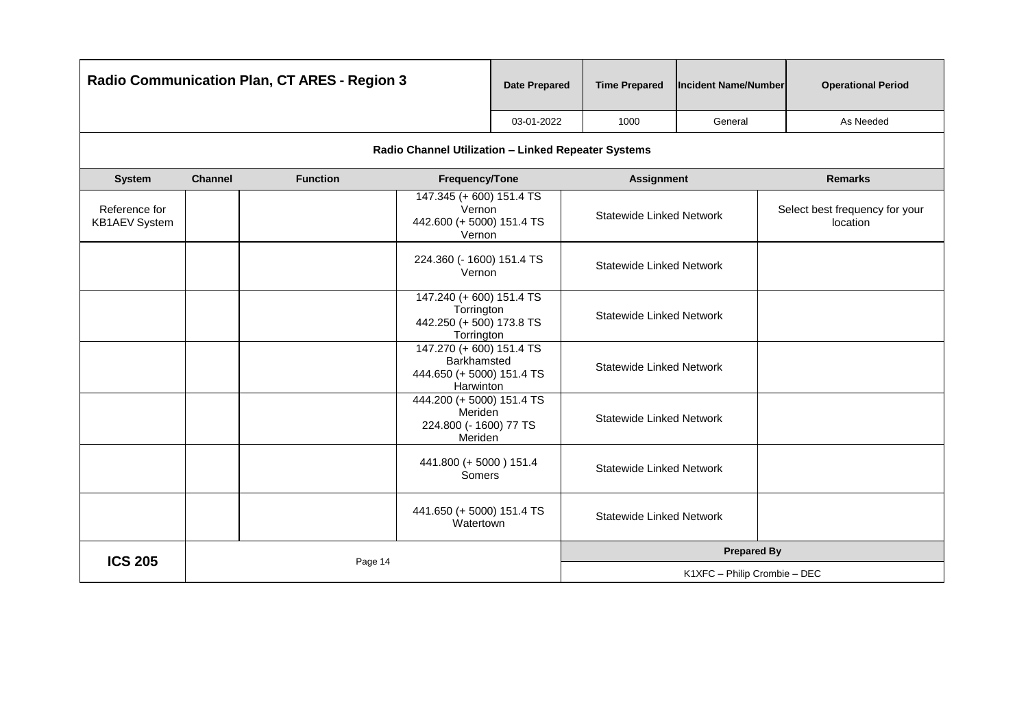| Radio Communication Plan, CT ARES - Region 3 | Date Prepared | Time Prepared | Incident Name/Number | Operational Period |
|---|---|---|---|---|
| | 03-01-2022 | 1000 | General | As Needed |

**Radio Channel Utilization – Linked Repeater Systems**

| System | Channel | Function | Frequency/Tone | Assignment | Remarks |
|---|---|---|---|---|---|
| Reference for KB1AEV System | | | 147.345 (+ 600) 151.4 TS Vernon<br>442.600 (+ 5000) 151.4 TS Vernon | Statewide Linked Network | Select best frequency for your location |
| | | | 224.360 (- 1600) 151.4 TS Vernon | Statewide Linked Network | |
| | | | 147.240 (+ 600) 151.4 TS Torrington<br>442.250 (+ 500) 173.8 TS Torrington | Statewide Linked Network | |
| | | | 147.270 (+ 600) 151.4 TS Barkhamsted<br>444.650 (+ 5000) 151.4 TS Harwinton | Statewide Linked Network | |
| | | | 444.200 (+ 5000) 151.4 TS Meriden<br>224.800 (- 1600) 77 TS Meriden | Statewide Linked Network | |
| | | | 441.800 (+ 5000 ) 151.4 Somers | Statewide Linked Network | |
| | | | 441.650 (+ 5000) 151.4 TS Watertown | Statewide Linked Network | |

| ICS 205 | Prepared By |
|---|---|
| | K1XFC – Philip Crombie – DEC |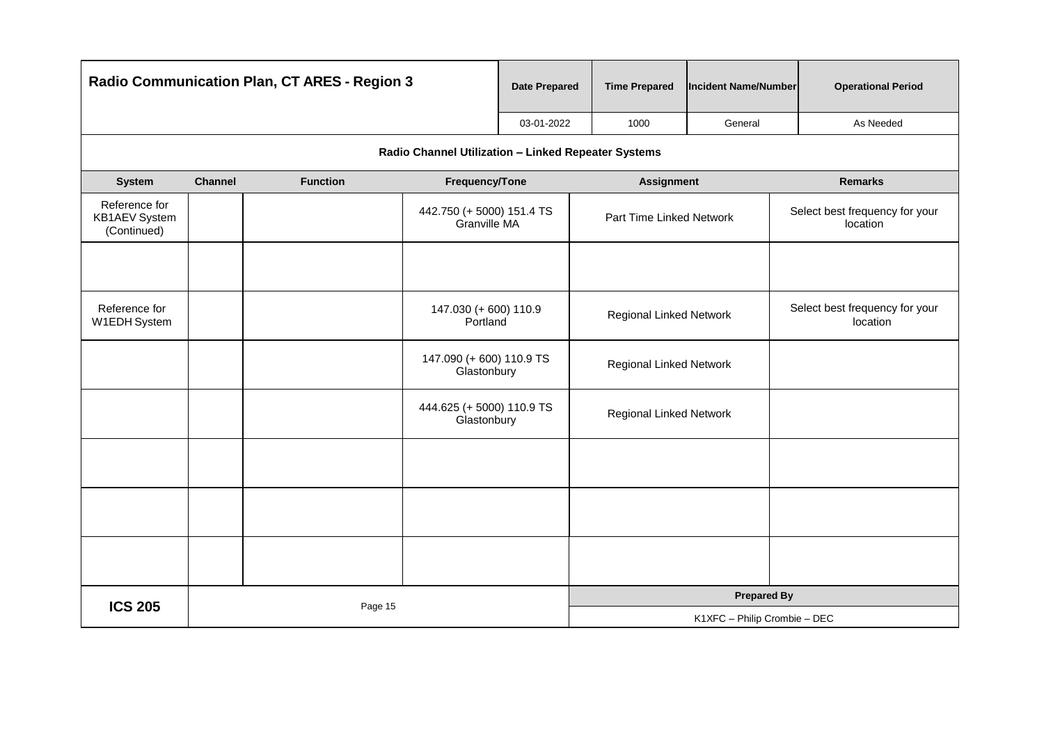| Radio Communication Plan, CT ARES - Region 3 | Date Prepared | Time Prepared | Incident Name/Number | Operational Period |
|---|---|---|---|---|
| | 03-01-2022 | 1000 | General | As Needed |

**Radio Channel Utilization – Linked Repeater Systems**

| System | Channel | Function | Frequency/Tone | Assignment | Remarks |
|---|---|---|---|---|---|
| Reference for KB1AEV System (Continued) | | | 442.750 (+ 5000) 151.4 TS Granville MA | Part Time Linked Network | Select best frequency for your location |
| | | | | | |
| Reference for W1EDH System | | | 147.030 (+ 600) 110.9 Portland | Regional Linked Network | Select best frequency for your location |
| | | | 147.090 (+ 600) 110.9 TS Glastonbury | Regional Linked Network | |
| | | | 444.625 (+ 5000) 110.9 TS Glastonbury | Regional Linked Network | |
| | | | | | |
| | | | | | |
| | | | | | |

| ICS 205 | Prepared By |
|---|---|
| | K1XFC – Philip Crombie – DEC |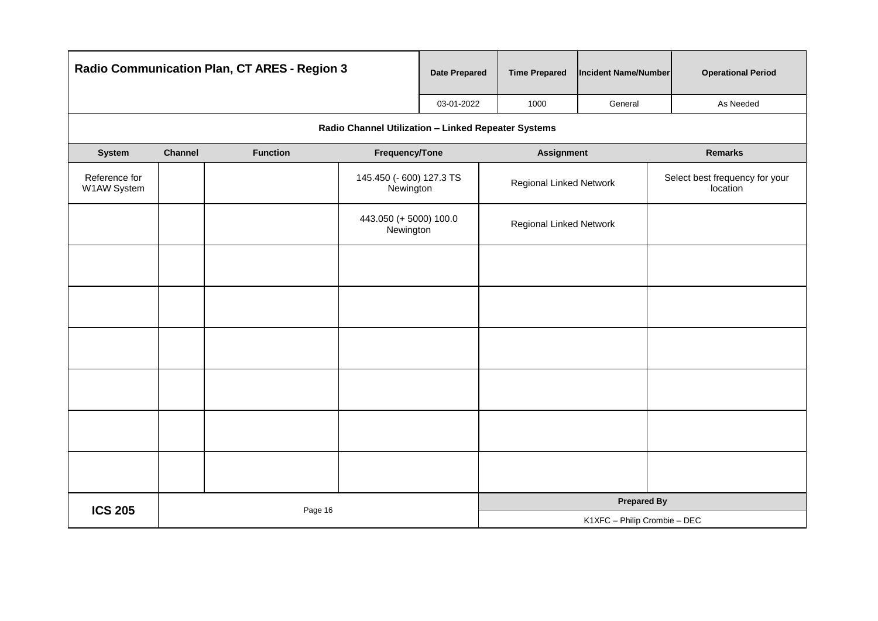| Radio Communication Plan, CT ARES - Region 3 | Date Prepared | Time Prepared | Incident Name/Number | Operational Period |
|---|---|---|---|---|
| | 03-01-2022 | 1000 | General | As Needed |

**Radio Channel Utilization – Linked Repeater Systems**

| System | Channel | Function | Frequency/Tone | Assignment | Remarks |
|---|---|---|---|---|---|
| Reference for W1AW System | | | 145.450 (- 600) 127.3 TS Newington | Regional Linked Network | Select best frequency for your location |
| | | | 443.050 (+ 5000) 100.0 Newington | Regional Linked Network | |
| | | | | | |
| | | | | | |
| | | | | | |
| | | | | | |
| | | | | | |
| | | | | | |

| ICS 205 | Prepared By |
|---|---|
| | K1XFC – Philip Crombie – DEC |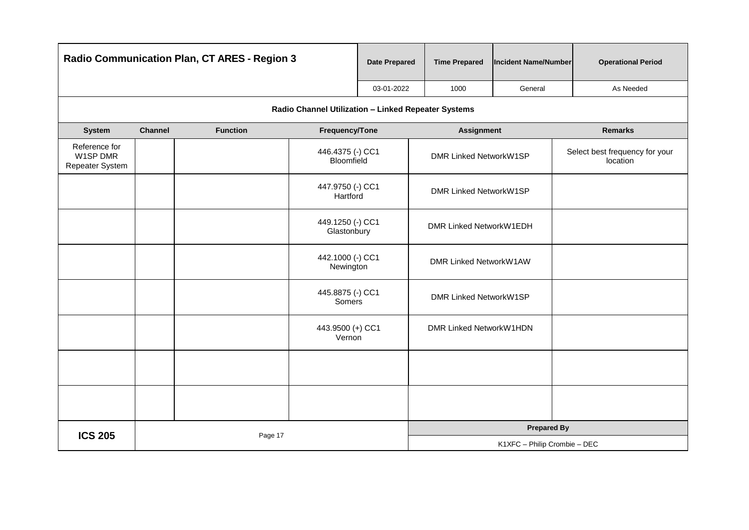| Radio Communication Plan, CT ARES - Region 3 | Date Prepared | Time Prepared | Incident Name/Number | Operational Period |
|---|---|---|---|---|
| | 03-01-2022 | 1000 | General | As Needed |

**Radio Channel Utilization – Linked Repeater Systems**

| System | Channel | Function | Frequency/Tone | Assignment | Remarks |
|---|---|---|---|---|---|
| Reference for W1SP DMR Repeater System | | | 446.4375 (-) CC1 Bloomfield | DMR Linked NetworkW1SP | Select best frequency for your location |
| | | | 447.9750 (-) CC1 Hartford | DMR Linked NetworkW1SP | |
| | | | 449.1250 (-) CC1 Glastonbury | DMR Linked NetworkW1EDH | |
| | | | 442.1000 (-) CC1 Newington | DMR Linked NetworkW1AW | |
| | | | 445.8875 (-) CC1 Somers | DMR Linked NetworkW1SP | |
| | | | 443.9500 (+) CC1 Vernon | DMR Linked NetworkW1HDN | |
| | | | | | |
| | | | | | |

| ICS 205 | Prepared By |
|---|---|
| | K1XFC – Philip Crombie – DEC |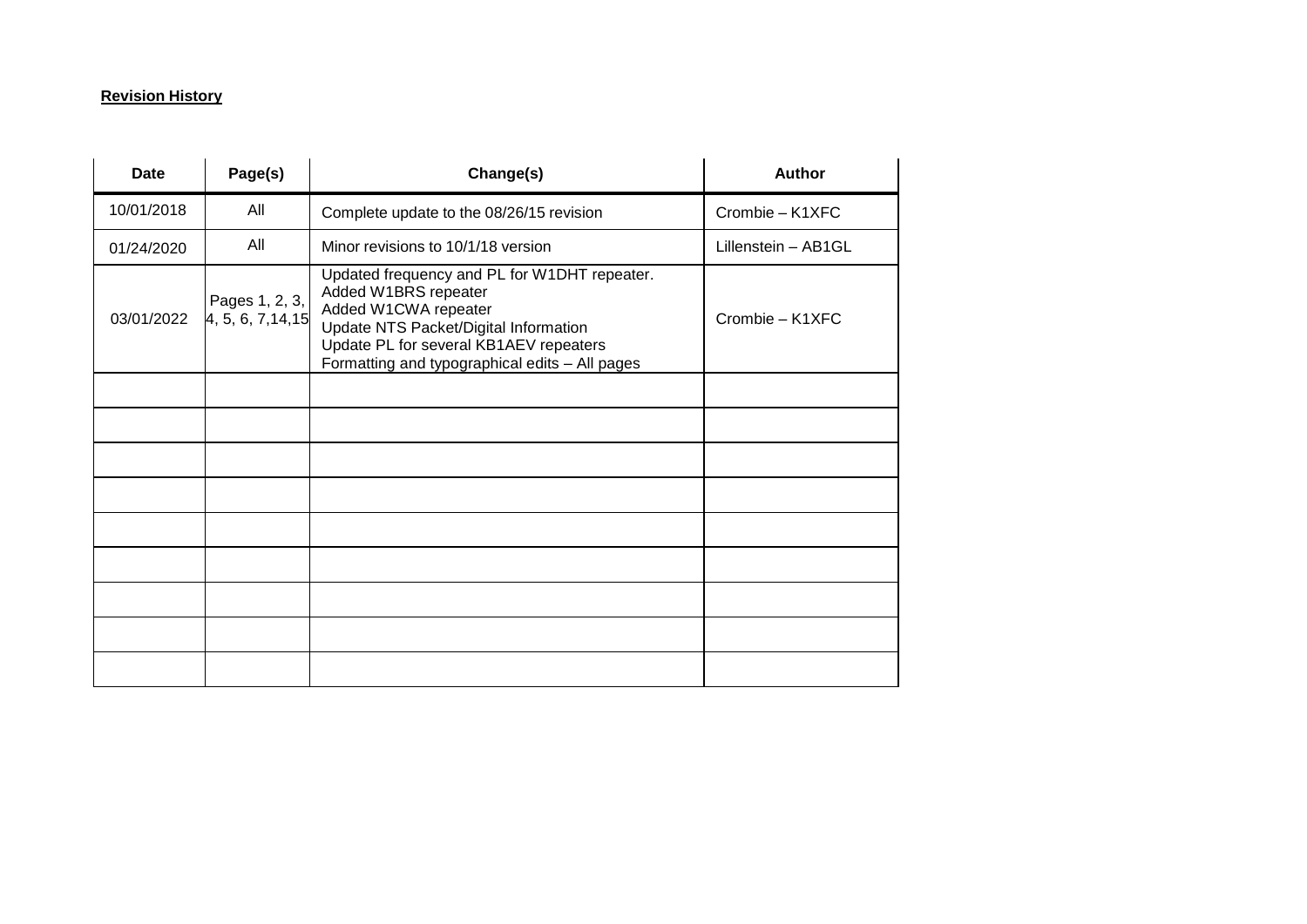**Revision History**

| Date | Page(s) | Change(s) | Author |
|---|---|---|---|
| 10/01/2018 | All | Complete update to the 08/26/15 revision | Crombie – K1XFC |
| 01/24/2020 | All | Minor revisions to 10/1/18 version | Lillenstein – AB1GL |
| 03/01/2022 | Pages 1, 2, 3, 4, 5, 6, 7,14,15 | Updated frequency and PL for W1DHT repeater.<br>Added W1BRS repeater<br>Added W1CWA repeater<br>Update NTS Packet/Digital Information<br>Update PL for several KB1AEV repeaters<br>Formatting and typographical edits – All pages | Crombie – K1XFC |
| | | | |
| | | | |
| | | | |
| | | | |
| | | | |
| | | | |
| | | | |
| | | | |
| | | | |